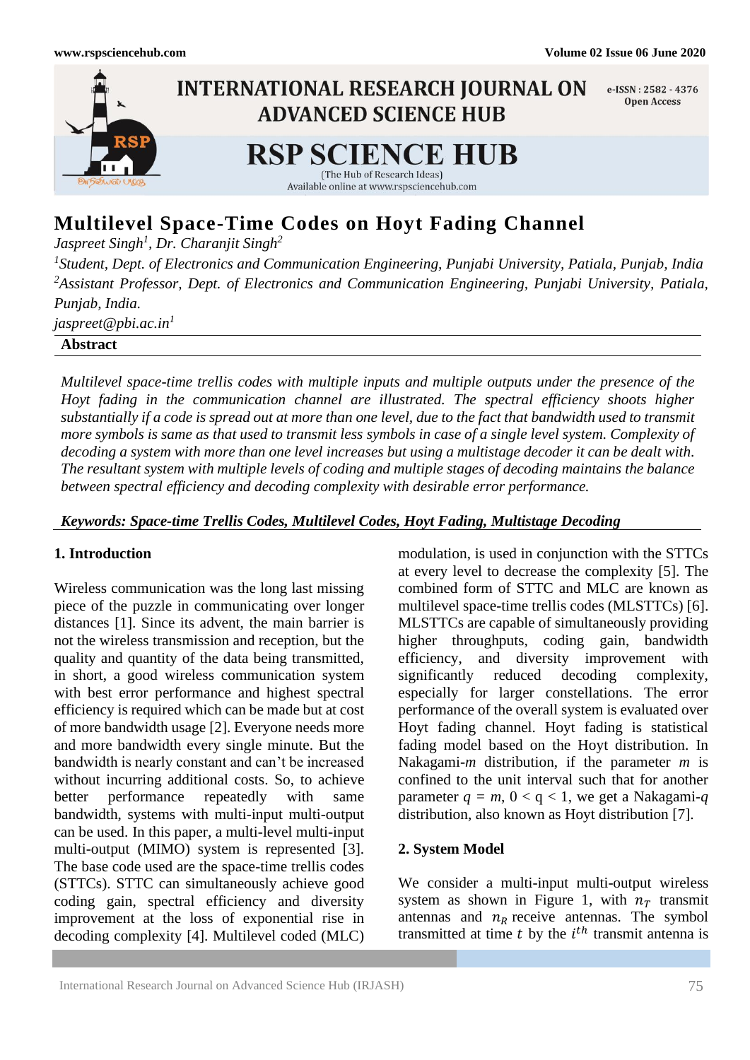# Multilevel Space-Time Codes on Hoyt Fading Channel

*Jaspreet Singh[1], Dr. Charanjit Singh[2]*

*[1]Student, Dept. of Electronics and Communication Engineering, Punjabi University, Patiala, Punjab, India*

*[2]Assistant Professor, Dept. of Electronics and Communication Engineering, Punjabi University, Patiala, Punjab, India.*

*jaspreet@pbi.ac.in[1]*

**Abstract**

*Multilevel space-time trellis codes with multiple inputs and multiple outputs under the presence of the Hoyt fading in the communication channel are illustrated. The spectral efficiency shoots higher substantially if a code is spread out at more than one level, due to the fact that bandwidth used to transmit more symbols is same as that used to transmit less symbols in case of a single level system. Complexity of decoding a system with more than one level increases but using a multistage decoder it can be dealt with. The resultant system with multiple levels of coding and multiple stages of decoding maintains the balance between spectral efficiency and decoding complexity with desirable error performance.*

***Keywords: Space-time Trellis Codes, Multilevel Codes, Hoyt Fading, Multistage Decoding***

## 1. Introduction

Wireless communication was the long last missing piece of the puzzle in communicating over longer distances [1]. Since its advent, the main barrier is not the wireless transmission and reception, but the quality and quantity of the data being transmitted, in short, a good wireless communication system with best error performance and highest spectral efficiency is required which can be made but at cost of more bandwidth usage [2]. Everyone needs more and more bandwidth every single minute. But the bandwidth is nearly constant and can't be increased without incurring additional costs. So, to achieve better performance repeatedly with same bandwidth, systems with multi-input multi-output can be used. In this paper, a multi-level multi-input multi-output (MIMO) system is represented [3]. The base code used are the space-time trellis codes (STTCs). STTC can simultaneously achieve good coding gain, spectral efficiency and diversity improvement at the loss of exponential rise in decoding complexity [4]. Multilevel coded (MLC) modulation, is used in conjunction with the STTCs at every level to decrease the complexity [5]. The combined form of STTC and MLC are known as multilevel space-time trellis codes (MLSTTCs) [6]. MLSTTCs are capable of simultaneously providing higher throughputs, coding gain, bandwidth efficiency, and diversity improvement with significantly reduced decoding complexity, especially for larger constellations. The error performance of the overall system is evaluated over Hoyt fading channel. Hoyt fading is statistical fading model based on the Hoyt distribution. In Nakagami-$m$ distribution, if the parameter $m$ is confined to the unit interval such that for another parameter $q = m$, $0 < q < 1$, we get a Nakagami-$q$ distribution, also known as Hoyt distribution [7].

## 2. System Model

We consider a multi-input multi-output wireless system as shown in Figure 1, with $n_T$ transmit antennas and $n_R$ receive antennas. The symbol transmitted at time $t$ by the $i^{th}$ transmit antenna is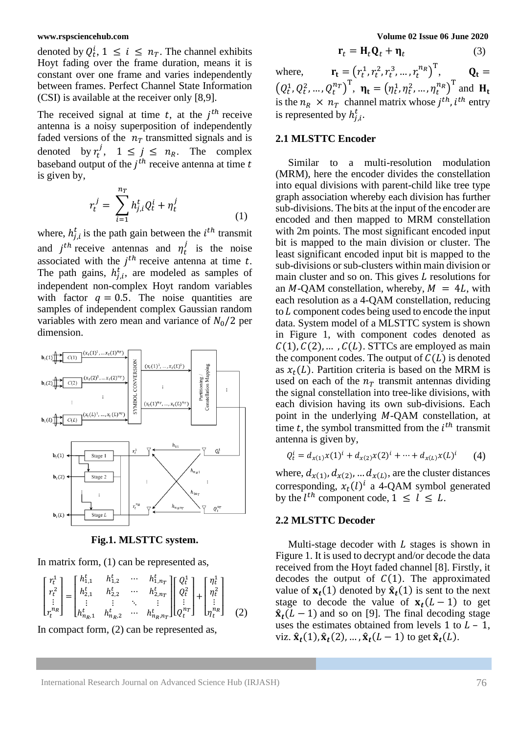denoted by $Q_t^i$, $1 \le i \le n_T$. The channel exhibits Hoyt fading over the frame duration, means it is constant over one frame and varies independently between frames. Perfect Channel State Information (CSI) is available at the receiver only [8,9].

The received signal at time $t$, at the $j^{th}$ receive antenna is a noisy superposition of independently faded versions of the $n_T$ transmitted signals and is denoted by $r_t^j$, $1 \le j \le n_R$. The complex baseband output of the $j^{th}$ receive antenna at time $t$ is given by,

$$r_t^j = \sum_{i=1}^{n_T} h_{j,i}^t Q_t^i + \eta_t^j \tag{1}$$

where, $h_{j,i}^t$ is the path gain between the $i^{th}$ transmit and $j^{th}$ receive antennas and $\eta_t^j$ is the noise associated with the $j^{th}$ receive antenna at time $t$. The path gains, $h_{j,i}^t$, are modeled as samples of independent non-complex Hoyt random variables with factor $q = 0.5$. The noise quantities are samples of independent complex Gaussian random variables with zero mean and variance of $N_0/2$ per dimension.

**Fig.1. MLSTTC system.**

In matrix form, (1) can be represented as,

$$\begin{bmatrix} r_t^1 \\ r_t^2 \\ \vdots \\ r_t^{n_R} \end{bmatrix} = \begin{bmatrix} h_{1,1}^t & h_{1,2}^t & \cdots & h_{1,n_T}^t \\ h_{2,1}^t & h_{2,2}^t & \cdots & h_{2,n_T}^t \\ \vdots & \vdots & \ddots & \vdots \\ h_{n_R,1}^t & h_{n_R,2}^t & \cdots & h_{n_R,n_T}^t \end{bmatrix} \begin{bmatrix} Q_t^1 \\ Q_t^2 \\ \vdots \\ Q_t^{n_T} \end{bmatrix} + \begin{bmatrix} \eta_t^1 \\ \eta_t^2 \\ \vdots \\ \eta_t^{n_R} \end{bmatrix} \tag{2}$$

In compact form, (2) can be represented as,

$$\mathbf{r}_t = \mathbf{H}_t \mathbf{Q}_t + \boldsymbol{\eta}_t \tag{3}$$

where, $\mathbf{r_t} = \left(r_t^1, r_t^2, r_t^3, \ldots, r_t^{n_R}\right)^{\mathrm{T}}$, $\mathbf{Q_t} = \left(Q_t^1, Q_t^2, \ldots, Q_t^{n_T}\right)^{\mathrm{T}}$, $\boldsymbol{\eta}_\mathbf{t} = \left(\eta_t^1, \eta_t^2, \ldots, \eta_t^{n_R}\right)^{\mathrm{T}}$ and $\mathbf{H_t}$ is the $n_R \times n_T$ channel matrix whose $j^{th}, i^{th}$ entry is represented by $h_{j,i}^t$.

## 2.1 MLSTTC Encoder

Similar to a multi-resolution modulation (MRM), here the encoder divides the constellation into equal divisions with parent-child like tree type graph association whereby each division has further sub-divisions. The bits at the input of the encoder are encoded and then mapped to MRM constellation with 2m points. The most significant encoded input bit is mapped to the main division or cluster. The least significant encoded input bit is mapped to the sub-divisions or sub-clusters within main division or main cluster and so on. This gives $L$ resolutions for an $M$-QAM constellation, whereby, $M = 4L$, with each resolution as a 4-QAM constellation, reducing to $L$ component codes being used to encode the input data. System model of a MLSTTC system is shown in Figure 1, with component codes denoted as $C(1), C(2), \ldots, C(L)$. STTCs are employed as main the component codes. The output of $C(L)$ is denoted as $x_t(L)$. Partition criteria is based on the MRM is used on each of the $n_T$ transmit antennas dividing the signal constellation into tree-like divisions, with each division having its own sub-divisions. Each point in the underlying $M$-QAM constellation, at time $t$, the symbol transmitted from the $i^{th}$ transmit antenna is given by,

$$Q_t^i = d_{x(1)} x(1)^i + d_{x(2)} x(2)^i + \cdots + d_{x(L)} x(L)^i \tag{4}$$

where, $d_{x(1)}, d_{x(2)}, \ldots d_{x(L)}$, are the cluster distances corresponding, $x_t(l)^i$ a 4-QAM symbol generated by the $l^{th}$ component code, $1 \le l \le L$.

## 2.2 MLSTTC Decoder

Multi-stage decoder with $L$ stages is shown in Figure 1. It is used to decrypt and/or decode the data received from the Hoyt faded channel [8]. Firstly, it decodes the output of $C(1)$. The approximated value of $\mathbf{x}_t(1)$ denoted by $\hat{\mathbf{x}}_t(1)$ is sent to the next stage to decode the value of $\mathbf{x}_t(L-1)$ to get $\hat{\mathbf{x}}_t(L-1)$ and so on [9]. The final decoding stage uses the estimates obtained from levels 1 to $L - 1$, viz. $\hat{\mathbf{x}}_t(1), \hat{\mathbf{x}}_t(2), \ldots, \hat{\mathbf{x}}_t(L-1)$ to get $\hat{\mathbf{x}}_t(L)$.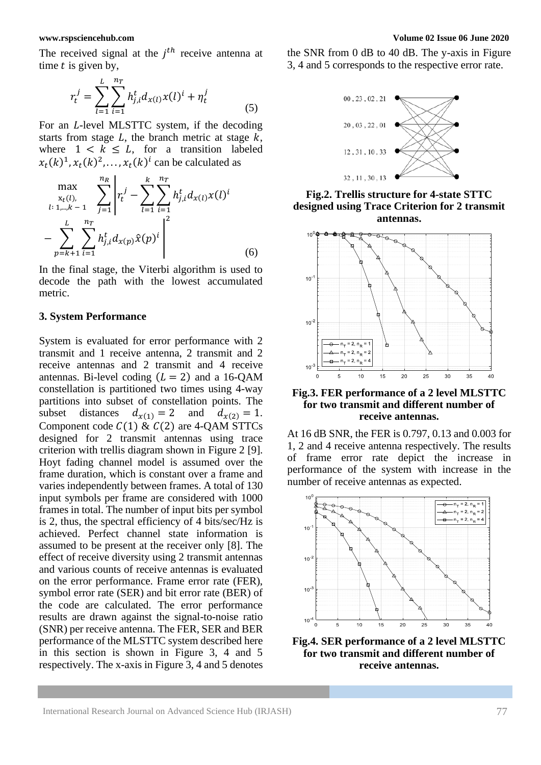The received signal at the $j^{th}$ receive antenna at time $t$ is given by,

$$r_t^j = \sum_{l=1}^{L} \sum_{i=1}^{n_T} h_{j,i}^t d_{x(l)} x(l)^i + \eta_t^j \tag{5}$$

For an $L$-level MLSTTC system, if the decoding starts from stage $L$, the branch metric at stage $k$, where $1 < k \leq L$, for a transition labeled $x_t(k)^1, x_t(k)^2, \ldots, x_t(k)^i$ can be calculated as

$$\max_{\substack{x_t(l), \\ l: 1,\ldots,k-1}} \sum_{j=1}^{n_R} \left| r_t^j - \sum_{l=1}^{k} \sum_{i=1}^{n_T} h_{j,i}^t d_{x(l)} x(l)^i - \sum_{p=k+1}^{L} \sum_{i=1}^{n_T} h_{j,i}^t d_{x(p)} \hat{x}(p)^i \right|^2 \tag{6}$$

In the final stage, the Viterbi algorithm is used to decode the path with the lowest accumulated metric.

### 3. System Performance

System is evaluated for error performance with 2 transmit and 1 receive antenna, 2 transmit and 2 receive antennas and 2 transmit and 4 receive antennas. Bi-level coding $(L = 2)$ and a 16-QAM constellation is partitioned two times using 4-way partitions into subset of constellation points. The subset distances $d_{x(1)} = 2$ and $d_{x(2)} = 1$. Component code $C(1)$ & $C(2)$ are 4-QAM STTCs designed for 2 transmit antennas using trace criterion with trellis diagram shown in Figure 2 [9]. Hoyt fading channel model is assumed over the frame duration, which is constant over a frame and varies independently between frames. A total of 130 input symbols per frame are considered with 1000 frames in total. The number of input bits per symbol is 2, thus, the spectral efficiency of 4 bits/sec/Hz is achieved. Perfect channel state information is assumed to be present at the receiver only [8]. The effect of receive diversity using 2 transmit antennas and various counts of receive antennas is evaluated on the error performance. Frame error rate (FER), symbol error rate (SER) and bit error rate (BER) of the code are calculated. The error performance results are drawn against the signal-to-noise ratio (SNR) per receive antenna. The FER, SER and BER performance of the MLSTTC system described here in this section is shown in Figure 3, 4 and 5 respectively. The x-axis in Figure 3, 4 and 5 denotes the SNR from 0 dB to 40 dB. The y-axis in Figure 3, 4 and 5 corresponds to the respective error rate.

**Fig.2. Trellis structure for 4-state STTC designed using Trace Criterion for 2 transmit antennas.**

**Fig.3. FER performance of a 2 level MLSTTC for two transmit and different number of receive antennas.**

At 16 dB SNR, the FER is 0.797, 0.13 and 0.003 for 1, 2 and 4 receive antenna respectively. The results of frame error rate depict the increase in performance of the system with increase in the number of receive antennas as expected.

**Fig.4. SER performance of a 2 level MLSTTC for two transmit and different number of receive antennas.**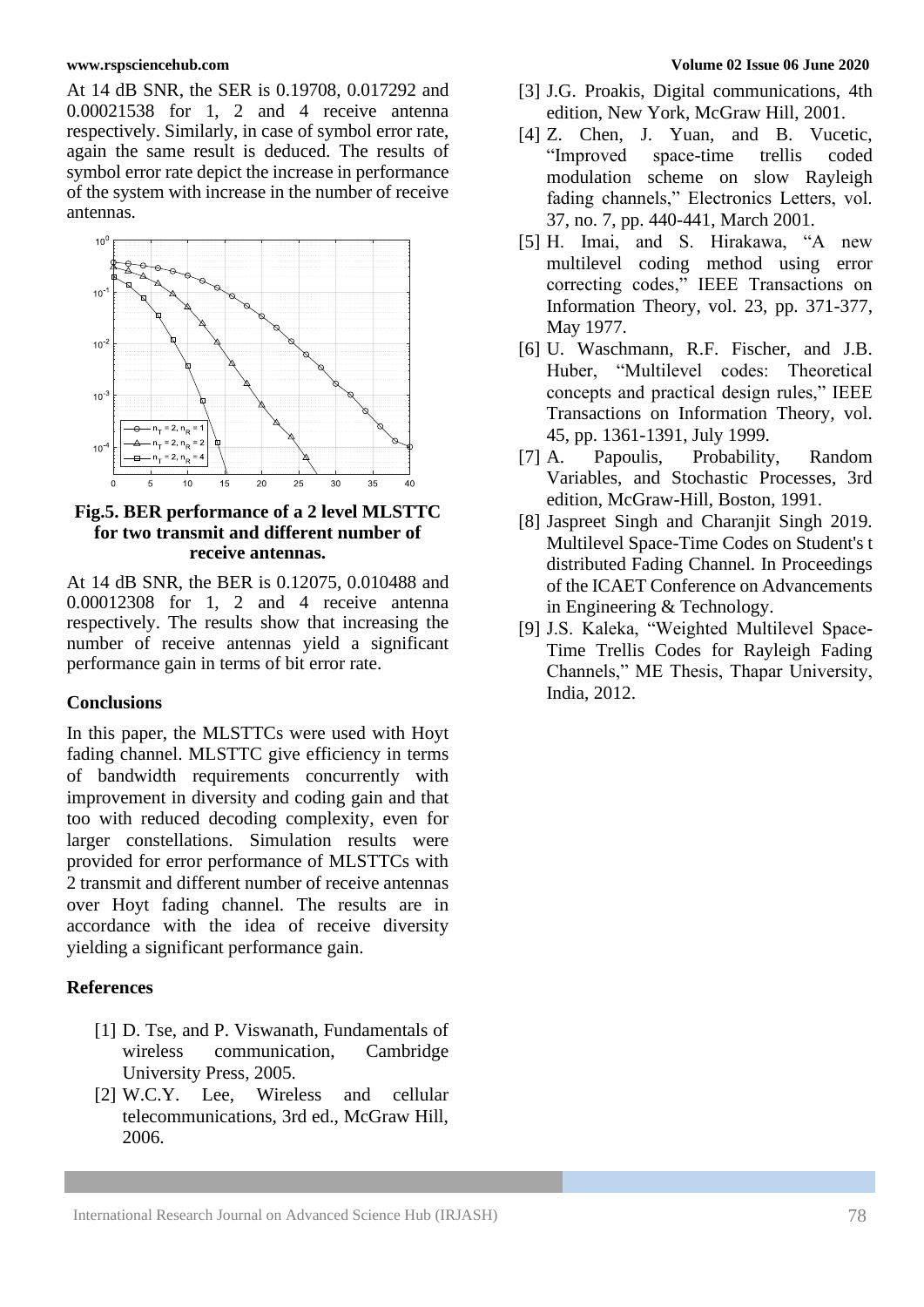At 14 dB SNR, the SER is 0.19708, 0.017292 and 0.00021538 for 1, 2 and 4 receive antenna respectively. Similarly, in case of symbol error rate, again the same result is deduced. The results of symbol error rate depict the increase in performance of the system with increase in the number of receive antennas.

$10^0$
$10^{-1}$
$10^{-2}$
$10^{-3}$
$10^{-4}$
0 5 10 15 20 25 30 35 40
$n_T = 2, n_R = 1$
$n_T = 2, n_R = 2$
$n_T = 2, n_R = 4$

**Fig.5. BER performance of a 2 level MLSTTC for two transmit and different number of receive antennas.**

At 14 dB SNR, the BER is 0.12075, 0.010488 and 0.00012308 for 1, 2 and 4 receive antenna respectively. The results show that increasing the number of receive antennas yield a significant performance gain in terms of bit error rate.

## Conclusions

In this paper, the MLSTTCs were used with Hoyt fading channel. MLSTTC give efficiency in terms of bandwidth requirements concurrently with improvement in diversity and coding gain and that too with reduced decoding complexity, even for larger constellations. Simulation results were provided for error performance of MLSTTCs with 2 transmit and different number of receive antennas over Hoyt fading channel. The results are in accordance with the idea of receive diversity yielding a significant performance gain.

## References

[1] D. Tse, and P. Viswanath, Fundamentals of wireless communication, Cambridge University Press, 2005.

[2] W.C.Y. Lee, Wireless and cellular telecommunications, 3rd ed., McGraw Hill, 2006.

[3] J.G. Proakis, Digital communications, 4th edition, New York, McGraw Hill, 2001.

[4] Z. Chen, J. Yuan, and B. Vucetic, "Improved space-time trellis coded modulation scheme on slow Rayleigh fading channels," Electronics Letters, vol. 37, no. 7, pp. 440-441, March 2001.

[5] H. Imai, and S. Hirakawa, "A new multilevel coding method using error correcting codes," IEEE Transactions on Information Theory, vol. 23, pp. 371-377, May 1977.

[6] U. Waschmann, R.F. Fischer, and J.B. Huber, "Multilevel codes: Theoretical concepts and practical design rules," IEEE Transactions on Information Theory, vol. 45, pp. 1361-1391, July 1999.

[7] A. Papoulis, Probability, Random Variables, and Stochastic Processes, 3rd edition, McGraw-Hill, Boston, 1991.

[8] Jaspreet Singh and Charanjit Singh 2019. Multilevel Space-Time Codes on Student's t distributed Fading Channel. In Proceedings of the ICAET Conference on Advancements in Engineering & Technology.

[9] J.S. Kaleka, "Weighted Multilevel Space-Time Trellis Codes for Rayleigh Fading Channels," ME Thesis, Thapar University, India, 2012.